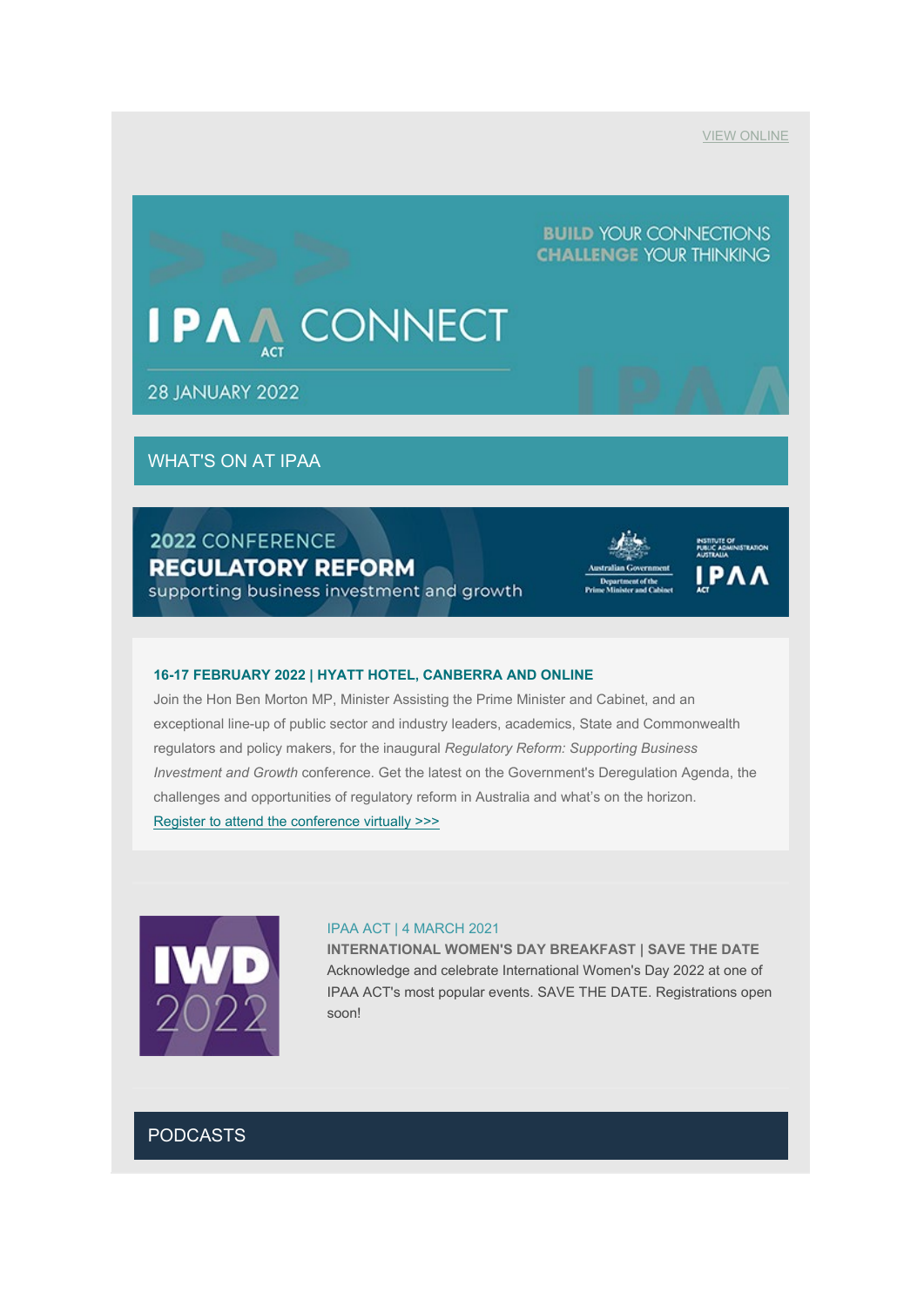VIEW ONLINE

BUILD YOUR CONNECTIONS
CHALLENGE YOUR THINKING

# IPAA CONNECT

ACT

28 JANUARY 2022

## WHAT'S ON AT IPAA

2022 CONFERENCE
**REGULATORY REFORM**
supporting business investment and growth

**16-17 FEBRUARY 2022 | HYATT HOTEL, CANBERRA AND ONLINE**

Join the Hon Ben Morton MP, Minister Assisting the Prime Minister and Cabinet, and an exceptional line-up of public sector and industry leaders, academics, State and Commonwealth regulators and policy makers, for the inaugural *Regulatory Reform: Supporting Business Investment and Growth* conference. Get the latest on the Government's Deregulation Agenda, the challenges and opportunities of regulatory reform in Australia and what's on the horizon.

Register to attend the conference virtually >>>

IWD 2022

IPAA ACT | 4 MARCH 2021

**INTERNATIONAL WOMEN'S DAY BREAKFAST | SAVE THE DATE**

Acknowledge and celebrate International Women's Day 2022 at one of IPAA ACT's most popular events. SAVE THE DATE. Registrations open soon!

## PODCASTS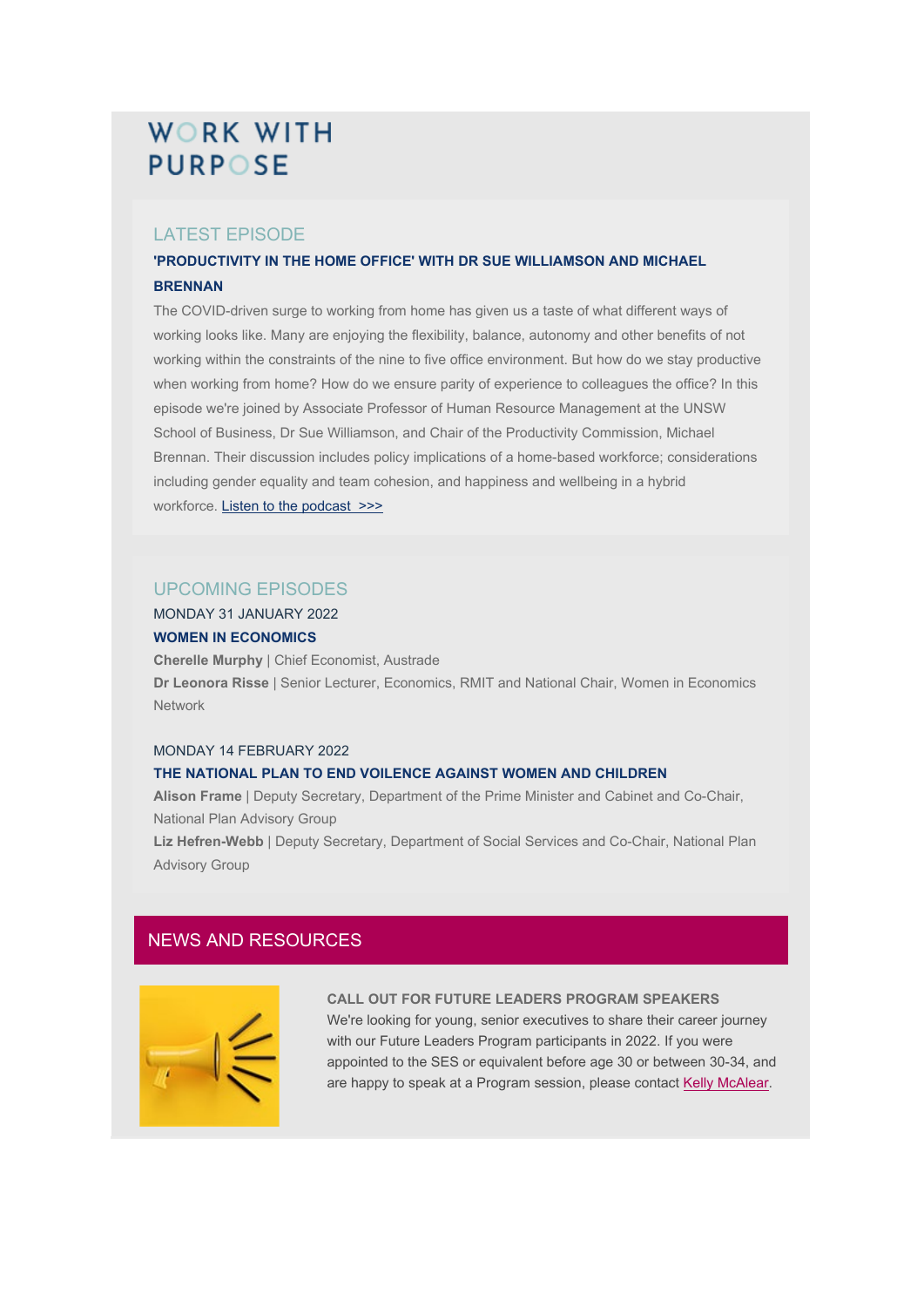# WORK WITH PURPOSE

## LATEST EPISODE

### 'PRODUCTIVITY IN THE HOME OFFICE' WITH DR SUE WILLIAMSON AND MICHAEL BRENNAN

The COVID-driven surge to working from home has given us a taste of what different ways of working looks like. Many are enjoying the flexibility, balance, autonomy and other benefits of not working within the constraints of the nine to five office environment. But how do we stay productive when working from home? How do we ensure parity of experience to colleagues the office? In this episode we're joined by Associate Professor of Human Resource Management at the UNSW School of Business, Dr Sue Williamson, and Chair of the Productivity Commission, Michael Brennan. Their discussion includes policy implications of a home-based workforce; considerations including gender equality and team cohesion, and happiness and wellbeing in a hybrid workforce. Listen to the podcast >>>

## UPCOMING EPISODES

MONDAY 31 JANUARY 2022

### WOMEN IN ECONOMICS

**Cherelle Murphy** | Chief Economist, Austrade

**Dr Leonora Risse** | Senior Lecturer, Economics, RMIT and National Chair, Women in Economics Network

MONDAY 14 FEBRUARY 2022

### THE NATIONAL PLAN TO END VOILENCE AGAINST WOMEN AND CHILDREN

**Alison Frame** | Deputy Secretary, Department of the Prime Minister and Cabinet and Co-Chair, National Plan Advisory Group

**Liz Hefren-Webb** | Deputy Secretary, Department of Social Services and Co-Chair, National Plan Advisory Group

## NEWS AND RESOURCES

### CALL OUT FOR FUTURE LEADERS PROGRAM SPEAKERS

We're looking for young, senior executives to share their career journey with our Future Leaders Program participants in 2022. If you were appointed to the SES or equivalent before age 30 or between 30-34, and are happy to speak at a Program session, please contact Kelly McAlear.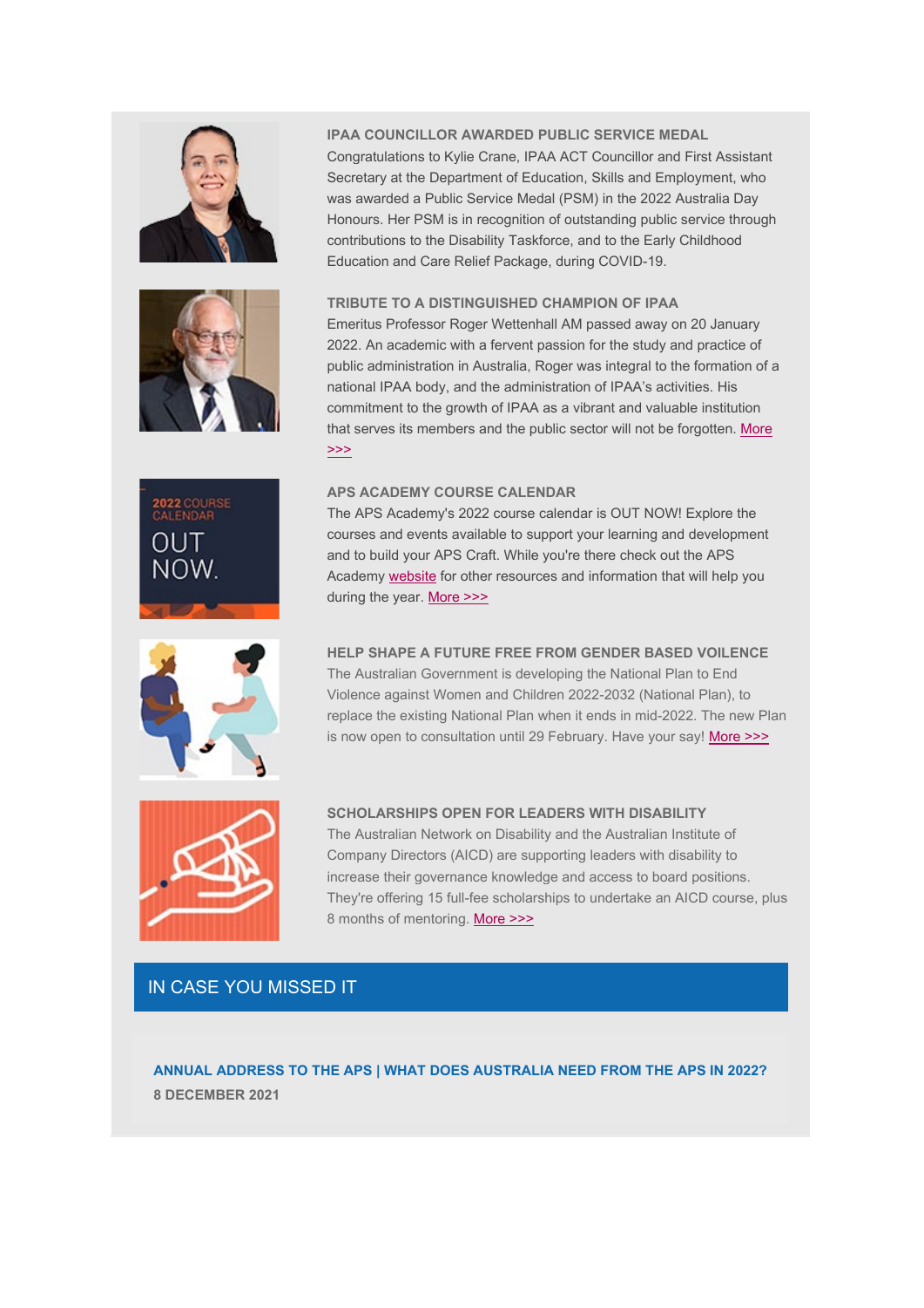### IPAA COUNCILLOR AWARDED PUBLIC SERVICE MEDAL

Congratulations to Kylie Crane, IPAA ACT Councillor and First Assistant Secretary at the Department of Education, Skills and Employment, who was awarded a Public Service Medal (PSM) in the 2022 Australia Day Honours. Her PSM is in recognition of outstanding public service through contributions to the Disability Taskforce, and to the Early Childhood Education and Care Relief Package, during COVID-19.

### TRIBUTE TO A DISTINGUISHED CHAMPION OF IPAA

Emeritus Professor Roger Wettenhall AM passed away on 20 January 2022. An academic with a fervent passion for the study and practice of public administration in Australia, Roger was integral to the formation of a national IPAA body, and the administration of IPAA's activities. His commitment to the growth of IPAA as a vibrant and valuable institution that serves its members and the public sector will not be forgotten. More >>>

### APS ACADEMY COURSE CALENDAR

The APS Academy's 2022 course calendar is OUT NOW! Explore the courses and events available to support your learning and development and to build your APS Craft. While you're there check out the APS Academy website for other resources and information that will help you during the year. More >>>

### HELP SHAPE A FUTURE FREE FROM GENDER BASED VOILENCE

The Australian Government is developing the National Plan to End Violence against Women and Children 2022-2032 (National Plan), to replace the existing National Plan when it ends in mid-2022. The new Plan is now open to consultation until 29 February. Have your say! More >>>

### SCHOLARSHIPS OPEN FOR LEADERS WITH DISABILITY

The Australian Network on Disability and the Australian Institute of Company Directors (AICD) are supporting leaders with disability to increase their governance knowledge and access to board positions. They're offering 15 full-fee scholarships to undertake an AICD course, plus 8 months of mentoring. More >>>

## IN CASE YOU MISSED IT

**ANNUAL ADDRESS TO THE APS | WHAT DOES AUSTRALIA NEED FROM THE APS IN 2022?**

**8 DECEMBER 2021**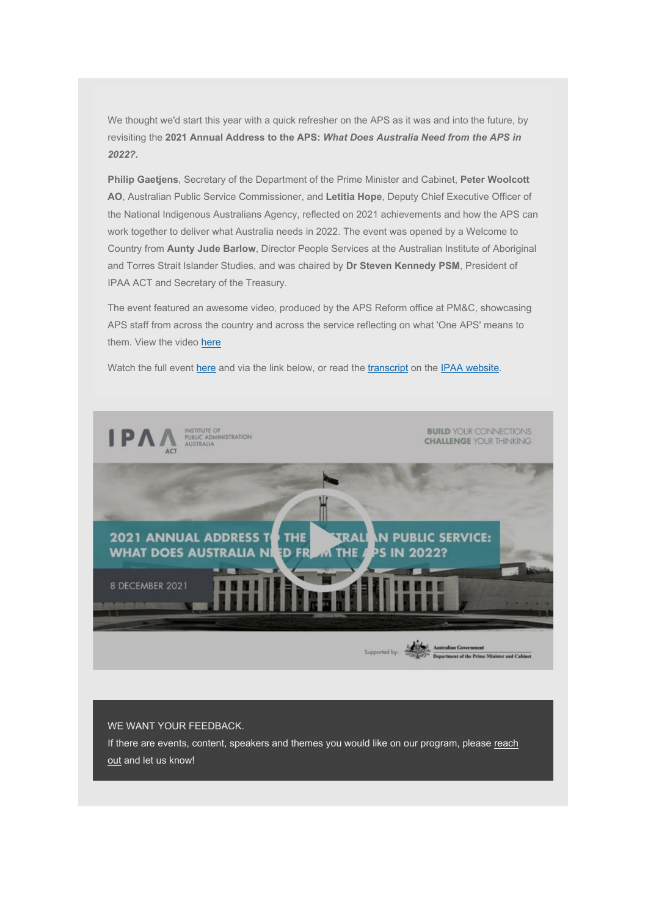We thought we'd start this year with a quick refresher on the APS as it was and into the future, by revisiting the **2021 Annual Address to the APS:** ***What Does Australia Need from the APS in 2022?.***

**Philip Gaetjens**, Secretary of the Department of the Prime Minister and Cabinet, **Peter Woolcott AO**, Australian Public Service Commissioner, and **Letitia Hope**, Deputy Chief Executive Officer of the National Indigenous Australians Agency, reflected on 2021 achievements and how the APS can work together to deliver what Australia needs in 2022. The event was opened by a Welcome to Country from **Aunty Jude Barlow**, Director People Services at the Australian Institute of Aboriginal and Torres Strait Islander Studies, and was chaired by **Dr Steven Kennedy PSM**, President of IPAA ACT and Secretary of the Treasury.

The event featured an awesome video, produced by the APS Reform office at PM&C, showcasing APS staff from across the country and across the service reflecting on what 'One APS' means to them. View the video here

Watch the full event here and via the link below, or read the transcript on the IPAA website.

IPAA ACT — INSTITUTE OF PUBLIC ADMINISTRATION AUSTRALIA

BUILD YOUR CONNECTIONS
CHALLENGE YOUR THINKING

2021 ANNUAL ADDRESS TO THE AUSTRALIAN PUBLIC SERVICE: WHAT DOES AUSTRALIA NEED FROM THE APS IN 2022?

8 DECEMBER 2021

Supported by: Australian Government Department of the Prime Minister and Cabinet

WE WANT YOUR FEEDBACK.
If there are events, content, speakers and themes you would like on our program, please reach out and let us know!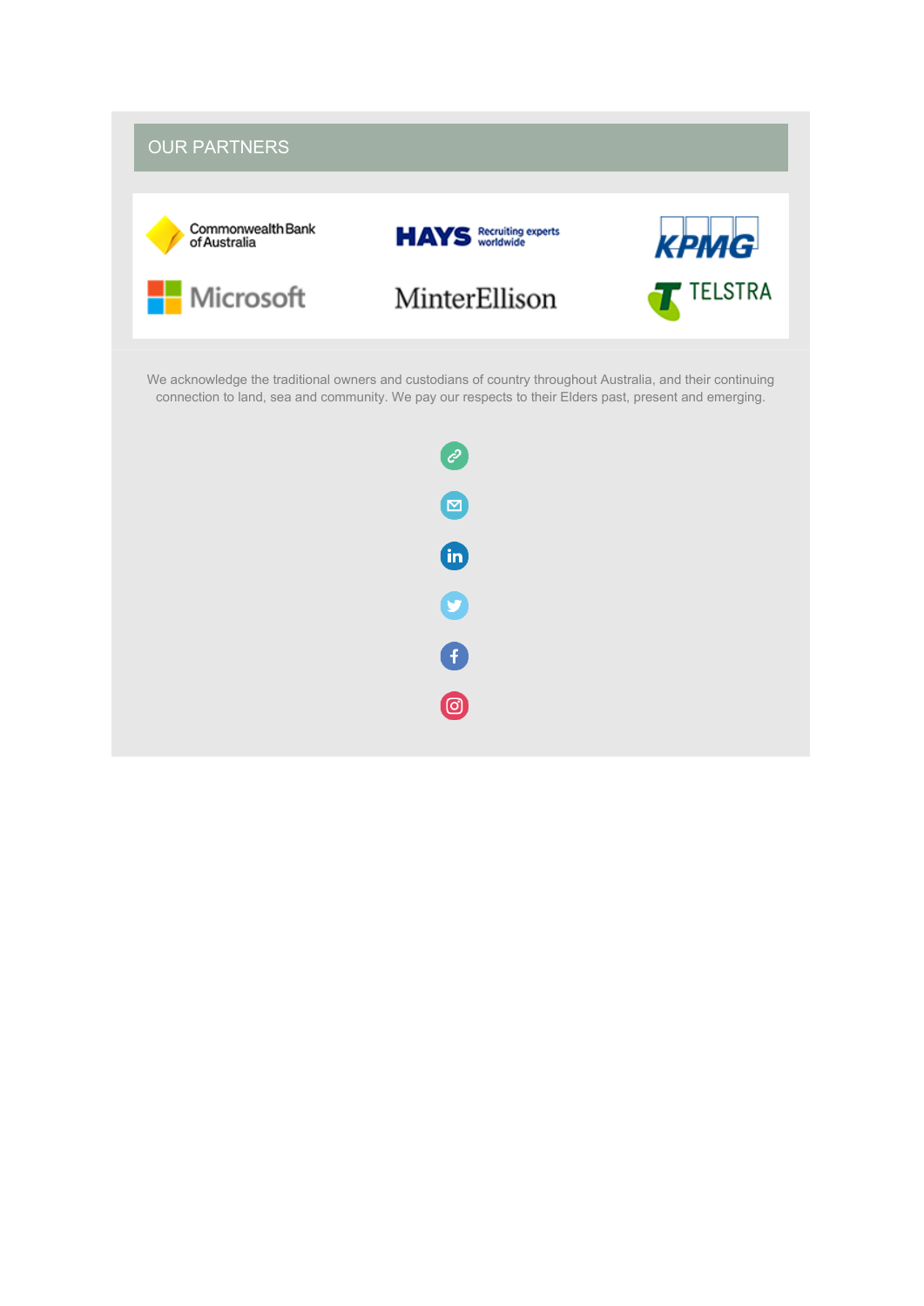## OUR PARTNERS

Commonwealth Bank of Australia

HAYS Recruiting experts worldwide

KPMG

Microsoft

MinterEllison

TELSTRA

We acknowledge the traditional owners and custodians of country throughout Australia, and their continuing connection to land, sea and community. We pay our respects to their Elders past, present and emerging.